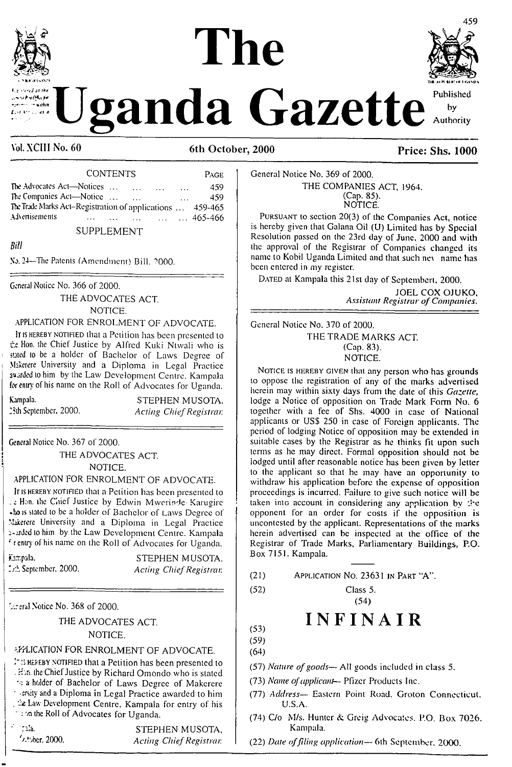# The Uganda Gazette

Published by Authority

Vol. XCIII No. 60 — 6th October, 2000 — Price: Shs. 1000

CONTENTS

| | PAGE |
|---|---|
| The Advocates Act—Notices ... ... ... ... | 459 |
| The Companies Act—Notice ... ... ... | 459 |
| The Trade Marks Act–Registration of applications ... | 459-465 |
| Advertisements ... ... ... ... ... | 465-466 |

SUPPLEMENT

*Bill*

No. 24—The Patents (Amendment) Bill, 2000.

---

General Notice No. 366 of 2000.

THE ADVOCATES ACT.

NOTICE.

APPLICATION FOR ENROLMENT OF ADVOCATE.

IT IS HEREBY NOTIFIED that a Petition has been presented to the Hon. the Chief Justice by Alfred Kuki Ntwali who is stated to be a holder of Bachelor of Laws Degree of Makerere University and a Diploma in Legal Practice awarded to him by the Law Development Centre. Kampala for entry of his name on the Roll of Advocates for Uganda.

Kampala, 28th September, 2000.

STEPHEN MUSOTA,
*Acting Chief Registrar.*

---

General Notice No. 367 of 2000.

THE ADVOCATES ACT.

NOTICE.

APPLICATION FOR ENROLMENT OF ADVOCATE.

IT IS HEREBY NOTIFIED that a Petition has been presented to the Hon. the Chief Justice by Edwin Mwerinde Karugire who is stated to be a holder of Bachelor of Laws Degree of Makerere University and a Diploma in Legal Practice awarded to him by the Law Development Centre. Kampala for entry of his name on the Roll of Advocates for Uganda.

Kampala, 2nd September, 2000.

STEPHEN MUSOTA,
*Acting Chief Registrar.*

---

General Notice No. 368 of 2000.

THE ADVOCATES ACT.

NOTICE.

APPLICATION FOR ENROLMENT OF ADVOCATE.

IT IS HEREBY NOTIFIED that a Petition has been presented to the Hon. the Chief Justice by Richard Omondo who is stated to be a holder of Bachelor of Laws Degree of Makerere University and a Diploma in Legal Practice awarded to him by the Law Development Centre, Kampala for entry of his name on the Roll of Advocates for Uganda.

Kampala, October, 2000.

STEPHEN MUSOTA,
*Acting Chief Registrar.*

---

General Notice No. 369 of 2000.

THE COMPANIES ACT, 1964.
(Cap. 85).
NOTICE.

PURSUANT to section 20(3) of the Companies Act, notice is hereby given that Galana Oil (U) Limited has by Special Resolution passed on the 23rd day of June, 2000 and with the approval of the Registrar of Companies changed its name to Kobil Uganda Limited and that such new name has been entered in my register.

DATED at Kampala this 21st day of September, 2000.

JOEL COX OJUKO,
*Assistant Registrar of Companies.*

---

General Notice No. 370 of 2000.

THE TRADE MARKS ACT.
(Cap. 83).
NOTICE.

NOTICE IS HEREBY GIVEN that any person who has grounds to oppose the registration of any of the marks advertised herein may within sixty days from the date of this *Gazette,* lodge a Notice of opposition on Trade Mark Form No. 6 together with a fee of Shs. 4000 in case of National applicants or US$ 250 in case of Foreign applicants. The period of lodging Notice of opposition may be extended in suitable cases by the Registrar as he thinks fit upon such terms as he may direct. Formal opposition should not be lodged until after reasonable notice has been given by letter to the applicant so that he may have an opportunity to withdraw his application before the expense of opposition proceedings is incurred. Failure to give such notice will be taken into account in considering any application by the opponent for an order for costs if the opposition is uncontested by the applicant. Representations of the marks herein advertised can be inspected at the office of the Registrar of Trade Marks, Parliamentary Buildings, P.O. Box 7151, Kampala.

(21) APPLICATION NO. 23631 IN PART "A".

(52) Class 5.

(54)

**INFINAIR**

(53)

(59)

(64)

(57) *Nature of goods*— All goods included in class 5.

(73) *Name of applicant*— Pfizer Products Inc.

(77) *Address*— Eastern Point Road, Groton Connecticut, U.S.A.

(74) C/o M/s. Hunter & Greig Advocates, P.O. Box 7026, Kampala.

(22) *Date of filing application*— 6th September, 2000.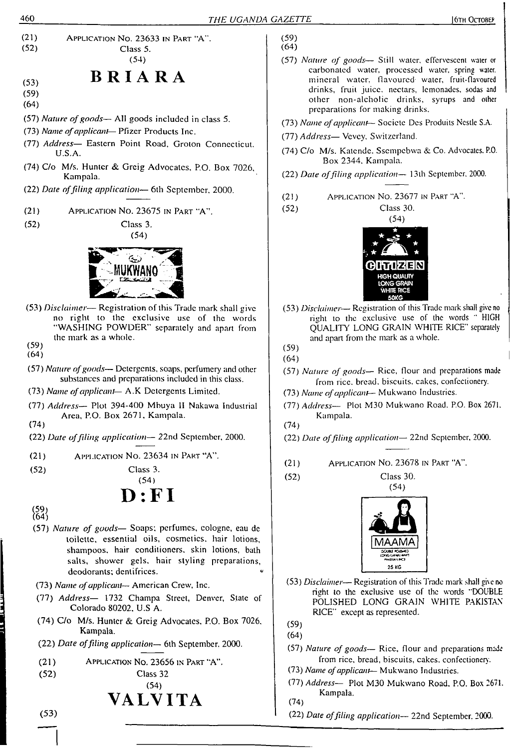(21) APPLICATION No. 23633 IN PART "A".

(52) Class 5.

(54)

(53) **BRIARA**

(59)

(64)

(57) *Nature of goods*— All goods included in class 5.

(73) *Name of applicant*— Pfizer Products Inc.

(77) *Address*— Eastern Point Road, Groton Connecticut. U.S.A.

(74) C/o M/s. Hunter & Greig Advocates, P.O. Box 7026, Kampala.

(22) *Date of filing application*— 6th September, 2000.

---

(21) APPLICATION No. 23675 IN PART "A".

(52) Class 3.

(54)

MUKWANO

(53) *Disclaimer*— Registration of this Trade mark shall give no right to the exclusive use of the words "WASHING POWDER" separately and apart from the mark as a whole.

(59)

(64)

(57) *Nature of goods*— Detergents, soaps, perfumery and other substances and preparations included in this class.

(73) *Name of applicant*— A.K Detergents Limited.

(77) *Address*— Plot 394-400 Mbuya II Nakawa Industrial Area, P.O. Box 2671, Kampala.

(74)

(22) *Date of filing application*— 22nd September, 2000.

---

(21) APPLICATION No. 23634 IN PART "A".

(52) Class 3.

(54)

**D:FI**

(59)

(64)

(57) *Nature of goods*— Soaps; perfumes, cologne, eau de toilette, essential oils, cosmetics, hair lotions, shampoos, hair conditioners, skin lotions, bath salts, shower gels, hair styling preparations, deodorants; dentifrices.

(73) *Name of applicant*— American Crew, Inc.

(77) *Address*— 1732 Champa Street, Denver, State of Colorado 80202, U.S A.

(74) C/o M/s. Hunter & Greig Advocates, P.O. Box 7026, Kampala.

(22) *Date of filing application*— 6th September, 2000.

---

(21) APPLICATION No. 23656 IN PART "A".

(52) Class 32

(54)

**VALVITA**

(53)

(59)

(64)

(57) *Nature of goods*— Still water, effervescent water or carbonated water, processed water, spring water, mineral water, flavoured water, fruit-flavoured drinks, fruit juice, nectars, lemonades, sodas and other non-alcholic drinks, syrups and other preparations for making drinks.

(73) *Name of applicant*— Societe Des Produits Nestle S.A.

(77) *Address*— Vevey, Switzerland.

(74) C/o M/s. Katende, Ssempebwa & Co. Advocates, P.O. Box 2344, Kampala.

(22) *Date of filing application*— 13th September, 2000.

---

(21) APPLICATION No. 23677 IN PART "A".

(52) Class 30.

(54)

CITIZEN HIGH QUALITY LONG GRAIN WHITE RICE 50KG

(53) *Disclaimer*— Registration of this Trade mark shall give no right to the exclusive use of the words " HIGH QUALITY LONG GRAIN WHITE RICE" separately and apart from the mark as a whole.

(59)

(64)

(57) *Nature of goods*— Rice, flour and preparations made from rice, bread, biscuits, cakes, confectionery.

(73) *Name of applicant*— Mukwano Industries.

(77) *Address*— Plot M30 Mukwano Road, P.O. Box 2671, Kampala.

(74)

(22) *Date of filing application*— 22nd September, 2000.

---

(21) APPLICATION No. 23678 IN PART "A".

(52) Class 30.

(54)

MAAMA 25 KG

(53) *Disclaimer*— Registration of this Trade mark shall give no right to the exclusive use of the words "DOUBLE POLISHED LONG GRAIN WHITE PAKISTAN RICE" except as represented.

(59)

(64)

(57) *Nature of goods*— Rice, flour and preparations made from rice, bread, biscuits, cakes, confectionery.

(73) *Name of applicant*— Mukwano Industries.

(77) *Address*— Plot M30 Mukwano Road, P.O. Box 2671, Kampala.

(74)

(22) *Date of filing application*— 22nd September, 2000.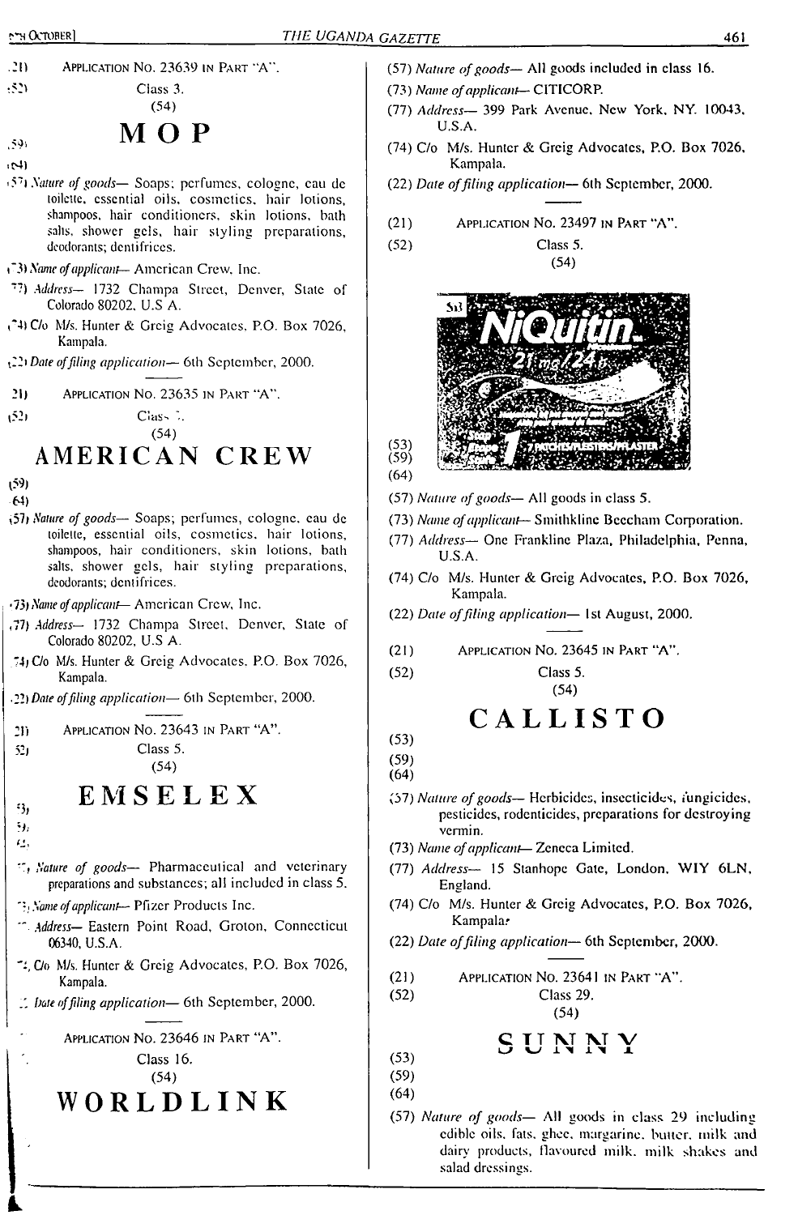(21) APPLICATION No. 23639 IN PART "A".

(52) Class 3.

(54)

# MOP

(59)

(64)

(57) *Nature of goods*— Soaps; perfumes, cologne, eau de toilette, essential oils, cosmetics, hair lotions, shampoos, hair conditioners, skin lotions, bath salts, shower gels, hair styling preparations, deodorants; dentifrices.

(73) *Name of applicant*— American Crew, Inc.

(77) *Address*— 1732 Champa Street, Denver, State of Colorado 80202, U.S A.

(74) C/o M/s. Hunter & Greig Advocates, P.O. Box 7026, Kampala.

(22) *Date of filing application*— 6th September, 2000.

---

(21) APPLICATION No. 23635 IN PART "A".

(52) Class 3.

(54)

# AMERICAN CREW

(59)

(64)

(57) *Nature of goods*— Soaps; perfumes, cologne, eau de toilette, essential oils, cosmetics, hair lotions, shampoos, hair conditioners, skin lotions, bath salts, shower gels, hair styling preparations, deodorants; dentifrices.

(73) *Name of applicant*— American Crew, Inc.

(77) *Address*— 1732 Champa Street, Denver, State of Colorado 80202, U.S A.

(74) C/o M/s. Hunter & Greig Advocates, P.O. Box 7026, Kampala.

(22) *Date of filing application*— 6th September, 2000.

---

(21) APPLICATION No. 23643 IN PART "A".

(52) Class 5.

(54)

# EMSELEX

(53)

(59)

(64)

(57) *Nature of goods*— Pharmaceutical and veterinary preparations and substances; all included in class 5.

(73) *Name of applicant*— Pfizer Products Inc.

(77) *Address*— Eastern Point Road, Groton, Connecticut 06340, U.S.A.

(74) C/o M/s. Hunter & Greig Advocates, P.O. Box 7026, Kampala.

(22) *Date of filing application*— 6th September, 2000.

---

(21) APPLICATION No. 23646 IN PART "A".

(52) Class 16.

(54)

# WORLDLINK

(57) *Nature of goods*— All goods included in class 16.

(73) *Name of applicant*— CITICORP.

(77) *Address*— 399 Park Avenue, New York, NY. 10043, U.S.A.

(74) C/o M/s. Hunter & Greig Advocates, P.O. Box 7026, Kampala.

(22) *Date of filing application*— 6th September, 2000.

---

(21) APPLICATION No. 23497 IN PART "A".

(52) Class 5.

(54)

(53)

(59)

(64)

(57) *Nature of goods*— All goods in class 5.

(73) *Name of applicant*— Smithkline Beecham Corporation.

(77) *Address*— One Frankline Plaza, Philadelphia, Penna, U.S.A.

(74) C/o M/s. Hunter & Greig Advocates, P.O. Box 7026, Kampala.

(22) *Date of filing application*— 1st August, 2000.

---

(21) APPLICATION No. 23645 IN PART "A".

(52) Class 5.

(54)

# CALLISTO

(53)

(59)

(64)

(57) *Nature of goods*— Herbicides, insecticides, fungicides, pesticides, rodenticides, preparations for destroying vermin.

(73) *Name of applicant*— Zeneca Limited.

(77) *Address*— 15 Stanhope Gate, London, WIY 6LN, England.

(74) C/o M/s. Hunter & Greig Advocates, P.O. Box 7026, Kampala.

(22) *Date of filing application*— 6th September, 2000.

---

(21) APPLICATION No. 23641 IN PART "A".

(52) Class 29.

(54)

# SUNNY

(53)

(59)

(64)

(57) *Nature of goods*— All goods in class 29 including edible oils, fats, ghee, margarine, butter, milk and dairy products, flavoured milk, milk shakes and salad dressings.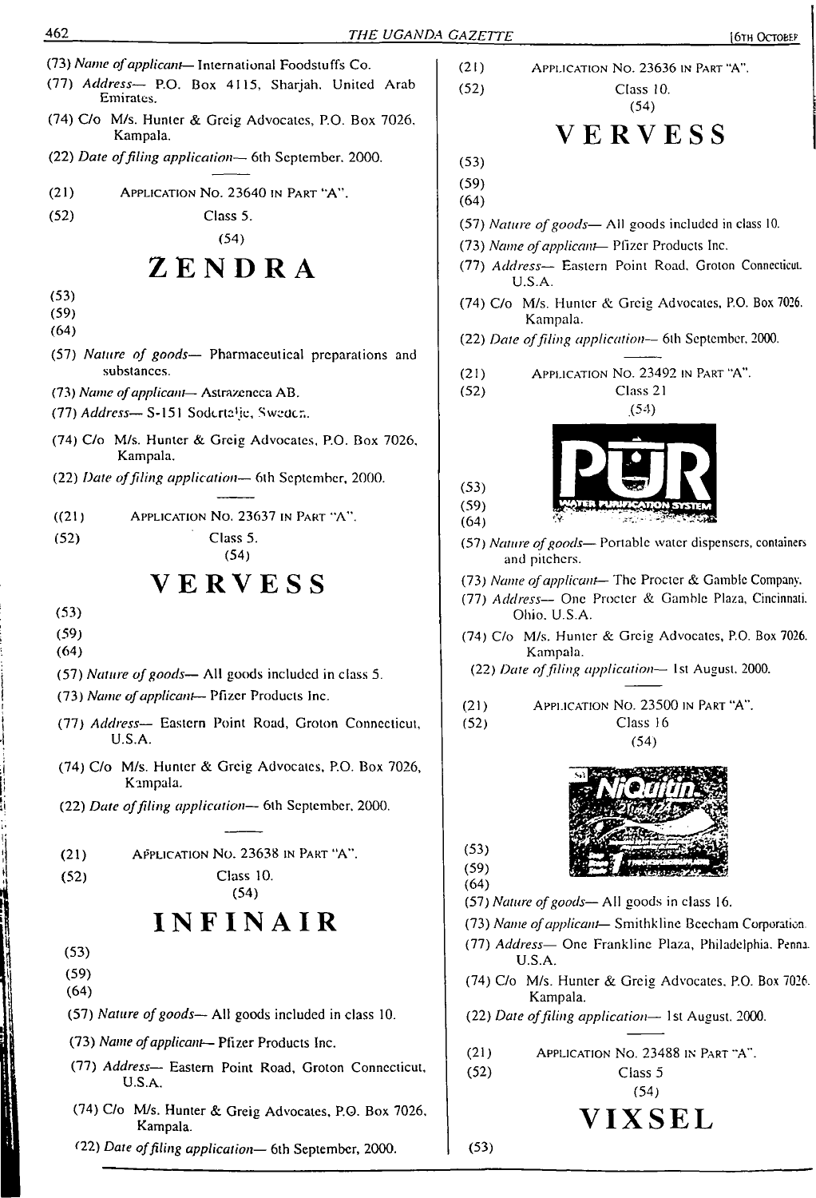(73) *Name of applicant*— International Foodstuffs Co.

(77) *Address*— P.O. Box 4115, Sharjah, United Arab Emirates.

(74) C/o M/s. Hunter & Greig Advocates, P.O. Box 7026, Kampala.

(22) *Date of filing application*— 6th September, 2000.

---

(21) APPLICATION NO. 23640 IN PART "A".

(52) Class 5.

(54)

# ZENDRA

(53)

(59)

(64)

(57) *Nature of goods*— Pharmaceutical preparations and substances.

(73) *Name of applicant*— Astrazeneca AB.

(77) *Address*— S-151 Sodertalje, Sweden.

(74) C/o M/s. Hunter & Greig Advocates, P.O. Box 7026, Kampala.

(22) *Date of filing application*— 6th September, 2000.

---

((21) APPLICATION NO. 23637 IN PART "A".

(52) Class 5.

(54)

# VERVESS

(53)

(59)

(64)

(57) *Nature of goods*— All goods included in class 5.

(73) *Name of applicant*— Pfizer Products Inc.

(77) *Address*— Eastern Point Road, Groton Connecticut, U.S.A.

(74) C/o M/s. Hunter & Greig Advocates, P.O. Box 7026, Kampala.

(22) *Date of filing application*— 6th September, 2000.

---

(21) APPLICATION NO. 23638 IN PART "A".

(52) Class 10.

(54)

# INFINAIR

(53)

(59)

(64)

(57) *Nature of goods*— All goods included in class 10.

(73) *Name of applicant*— Pfizer Products Inc.

(77) *Address*— Eastern Point Road, Groton Connecticut, U.S.A.

(74) C/o M/s. Hunter & Greig Advocates, P.O. Box 7026, Kampala.

(22) *Date of filing application*— 6th September, 2000.

---

(21) APPLICATION NO. 23636 IN PART "A".

(52) Class 10.

(54)

# VERVESS

(53)

(59)

(64)

(57) *Nature of goods*— All goods included in class 10.

(73) *Name of applicant*— Pfizer Products Inc.

(77) *Address*— Eastern Point Road, Groton Connecticut, U.S.A.

(74) C/o M/s. Hunter & Greig Advocates, P.O. Box 7026, Kampala.

(22) *Date of filing application*— 6th September, 2000.

---

(21) APPLICATION NO. 23492 IN PART "A".

(52) Class 21

(54)

PUR WATER PURIFICATION SYSTEM

(53)

(59)

(64)

(57) *Nature of goods*— Portable water dispensers, containers and pitchers.

(73) *Name of applicant*— The Procter & Gamble Company.

(77) *Address*— One Procter & Gamble Plaza, Cincinnati, Ohio, U.S.A.

(74) C/o M/s. Hunter & Greig Advocates, P.O. Box 7026, Kampala.

(22) *Date of filing application*— 1st August, 2000.

---

(21) APPLICATION NO. 23500 IN PART "A".

(52) Class 16

(54)

NiQuitin

(53)

(59)

(64)

(57) *Nature of goods*— All goods in class 16.

(73) *Name of applicant*— Smithkline Beecham Corporation.

(77) *Address*— One Frankline Plaza, Philadelphia, Penna. U.S.A.

(74) C/o M/s. Hunter & Greig Advocates, P.O. Box 7026, Kampala.

(22) *Date of filing application*— 1st August, 2000.

---

(21) APPLICATION NO. 23488 IN PART "A".

(52) Class 5

(54)

# VIXSEL

(53)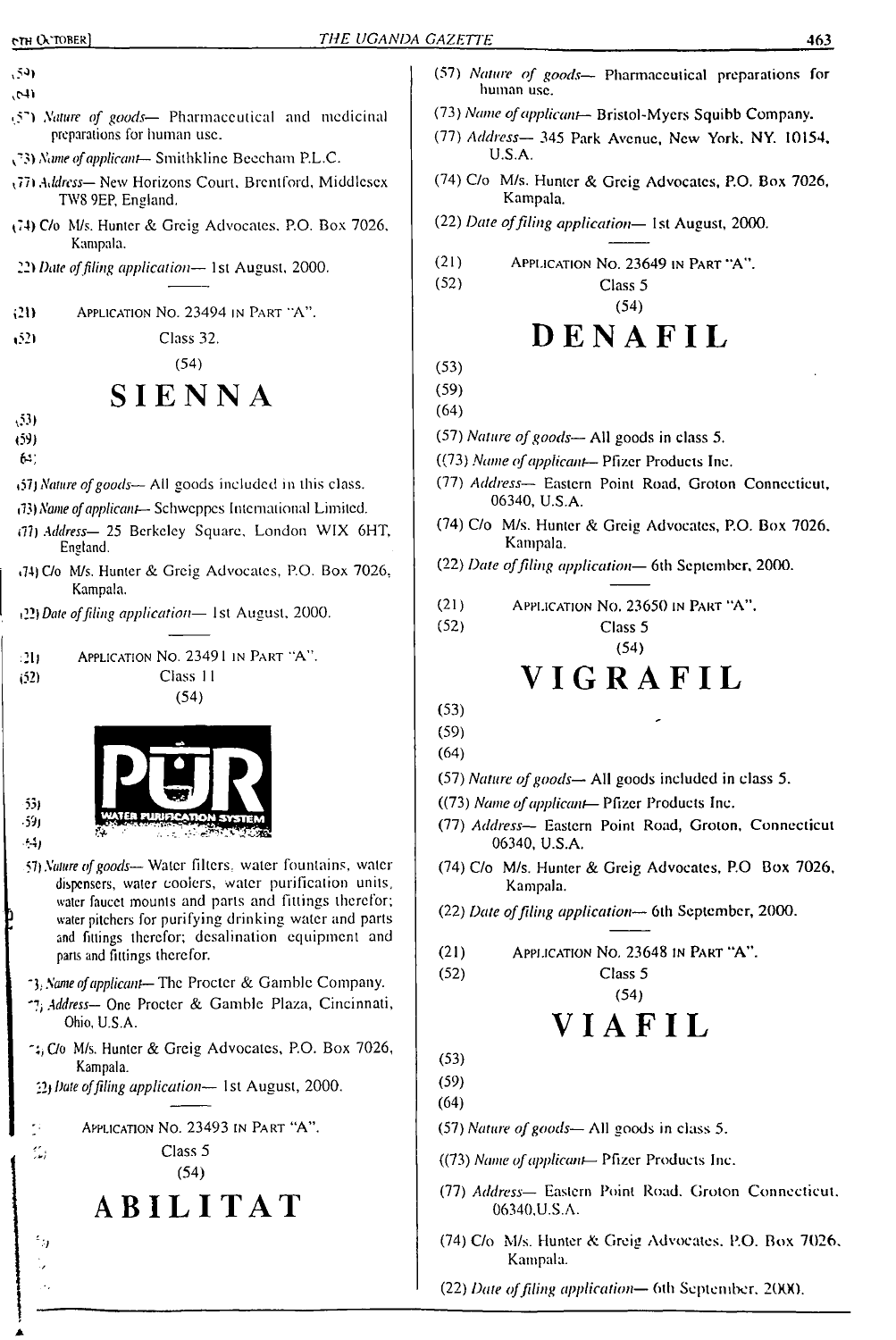(59)

(64)

(57) *Nature of goods*— Pharmaceutical and medicinal preparations for human use.

(73) *Name of applicant*— Smithkline Beecham P.L.C.

(77) *Address*— New Horizons Court, Brentford, Middlesex TW8 9EP, England.

(74) C/o M/s. Hunter & Greig Advocates, P.O. Box 7026, Kampala.

(22) *Date of filing application*— 1st August, 2000.

---

(21) APPLICATION NO. 23494 IN PART "A".

(52) Class 32.

(54)

# SIENNA

(53)

(59)

(64)

(57) *Nature of goods*— All goods included in this class.

(73) *Name of applicant*— Schweppes International Limited.

(77) *Address*— 25 Berkeley Square, London WIX 6HT, England.

(74) C/o M/s. Hunter & Greig Advocates, P.O. Box 7026, Kampala.

(22) *Date of filing application*— 1st August, 2000.

---

(21) APPLICATION NO. 23491 IN PART "A".

(52) Class 11

(54)

PUR WATER PURIFICATION SYSTEM

(53)

(59)

(64)

(57) *Nature of goods*— Water filters, water fountains, water dispensers, water coolers, water purification units, water faucet mounts and parts and fittings therefor; water pitchers for purifying drinking water and parts and fittings therefor; desalination equipment and parts and fittings therefor.

(73) *Name of applicant*— The Procter & Gamble Company.

(77) *Address*— One Procter & Gamble Plaza, Cincinnati, Ohio, U.S.A.

(74) C/o M/s. Hunter & Greig Advocates, P.O. Box 7026, Kampala.

(22) *Date of filing application*— 1st August, 2000.

---

(21) APPLICATION NO. 23493 IN PART "A".

(52) Class 5

(54)

# ABILITAT

(53)

(59)

(64)

(57) *Nature of goods*— Pharmaceutical preparations for human use.

(73) *Name of applicant*— Bristol-Myers Squibb Company.

(77) *Address*— 345 Park Avenue, New York, NY. 10154, U.S.A.

(74) C/o M/s. Hunter & Greig Advocates, P.O. Box 7026, Kampala.

(22) *Date of filing application*— 1st August, 2000.

---

(21) APPLICATION NO. 23649 IN PART "A".

(52) Class 5

(54)

# DENAFIL

(53)

(59)

(64)

(57) *Nature of goods*— All goods in class 5.

((73) *Name of applicant*— Pfizer Products Inc.

(77) *Address*— Eastern Point Road, Groton Connecticut, 06340, U.S.A.

(74) C/o M/s. Hunter & Greig Advocates, P.O. Box 7026, Kampala.

(22) *Date of filing application*— 6th September, 2000.

---

(21) APPLICATION NO. 23650 IN PART "A".

(52) Class 5

(54)

# VIGRAFIL

(53)

(59)

(64)

(57) *Nature of goods*— All goods included in class 5.

((73) *Name of applicant*— Pfizer Products Inc.

(77) *Address*— Eastern Point Road, Groton, Connecticut 06340, U.S.A.

(74) C/o M/s. Hunter & Greig Advocates, P.O Box 7026, Kampala.

(22) *Date of filing application*— 6th September, 2000.

---

(21) APPLICATION NO. 23648 IN PART "A".

(52) Class 5

(54)

# VIAFIL

(53)

(59)

(64)

(57) *Nature of goods*— All goods in class 5.

((73) *Name of applicant*— Pfizer Products Inc.

(77) *Address*— Eastern Point Road, Groton Connecticut, 06340,U.S.A.

(74) C/o M/s. Hunter & Greig Advocates, P.O. Box 7026, Kampala.

(22) *Date of filing application*— 6th September, 2000.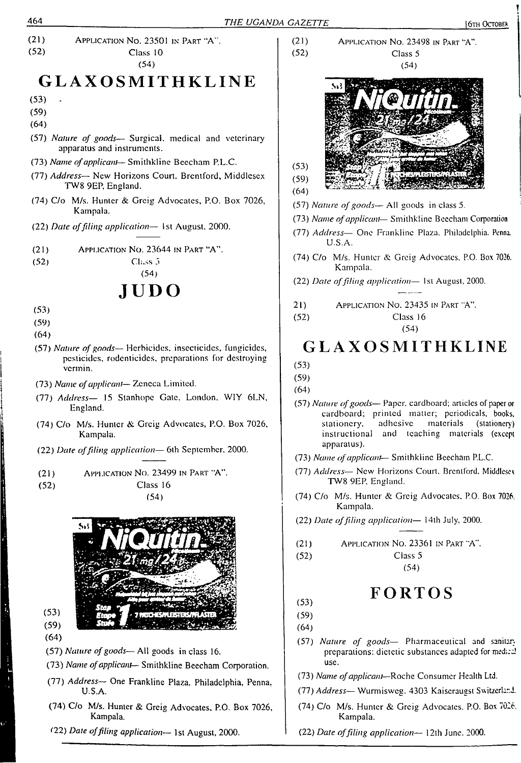(21) APPLICATION No. 23501 IN PART "A".

(52) Class 10

(54)

# GLAXOSMITHKLINE

(53) .

(59)

(64)

(57) *Nature of goods*— Surgical, medical and veterinary apparatus and instruments.

(73) *Name of applicant*— Smithkline Beecham P.L.C.

(77) *Address*— New Horizons Court, Brentford, Middlesex TW8 9EP, England.

(74) C/o M/s. Hunter & Greig Advocates, P.O. Box 7026, Kampala.

(22) *Date of filing application*— 1st August, 2000.

---

(21) APPLICATION No. 23644 IN PART "A".

(52) Class 5

(54)

# JUDO

(53)

(59)

(64)

(57) *Nature of goods*— Herbicides, insecticides, fungicides, pesticides, rodenticides, preparations for destroying vermin.

(73) *Name of applicant*— Zeneca Limited.

(77) *Address*— 15 Stanhope Gate, London, WIY 6LN, England.

(74) C/o M/s. Hunter & Greig Advocates, P.O. Box 7026, Kampala.

(22) *Date of filing application*— 6th September, 2000.

---

(21) APPLICATION No. 23499 IN PART "A".

(52) Class 16

(54)

(53)

(59)

(64)

(57) *Nature of goods*— All goods in class 16.

(73) *Name of applicant*— Smithkline Beecham Corporation.

(77) *Address*— One Frankline Plaza, Philadelphia, Penna, U.S.A.

(74) C/o M/s. Hunter & Greig Advocates, P.O. Box 7026, Kampala.

(22) *Date of filing application*— 1st August, 2000.

---

(21) APPLICATION No. 23498 IN PART "A".

(52) Class 5

(54)

(53)

(59)

(64)

(57) *Nature of goods*— All goods in class 5.

(73) *Name of applicant*— Smithkline Beecham Corporation

(77) *Address*— One Frankline Plaza, Philadelphia, Penna. U.S.A.

(74) C/o M/s. Hunter & Greig Advocates, P.O. Box 7026, Kampala.

(22) *Date of filing application*— 1st August, 2000.

---

(21) APPLICATION No. 23435 IN PART "A".

(52) Class 16

(54)

# GLAXOSMITHKLINE

(53)

(59)

(64)

(57) *Nature of goods*— Paper, cardboard; articles of paper or cardboard; printed matter; periodicals, books, stationery, adhesive materials (stationery) instructional and teaching materials (except apparatus).

(73) *Name of applicant*— Smithkline Beecham P.L.C.

(77) *Address*— New Horizons Court, Brentford, Middlesex TW8 9EP, England.

(74) C/o M/s. Hunter & Greig Advocates, P.O. Box 7026, Kampala.

(22) *Date of filing application*— 14th July, 2000.

---

(21) APPLICATION No. 23361 IN PART "A".

(52) Class 5

(54)

# FORTOS

(53)

(59)

(64)

(57) *Nature of goods*— Pharmaceutical and sanitary preparations; dietetic substances adapted for medical use.

(73) *Name of applicant*—Roche Consumer Health Ltd.

(77) *Address*— Wurmisweg, 4303 Kaiseraugst Switzerland.

(74) C/o M/s. Hunter & Greig Advocates, P.O. Box 7026, Kampala.

(22) *Date of filing application*— 12th June, 2000.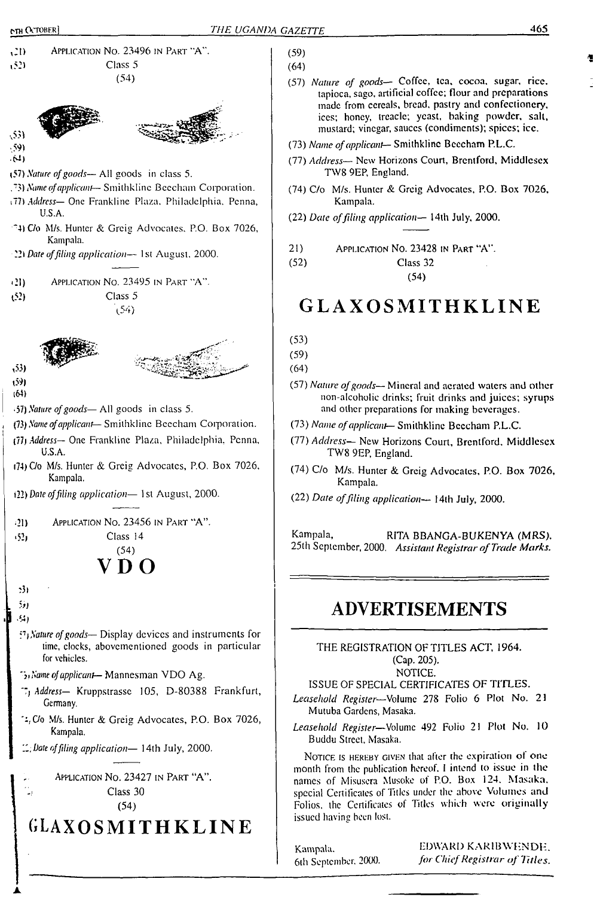(21) APPLICATION No. 23496 IN PART "A".

(52) Class 5

(54)

(53)

(59)

(64)

(57) *Nature of goods*— All goods in class 5.

(73) *Name of applicant*— Smithkline Beecham Corporation.

(77) *Address*— One Frankline Plaza, Philadelphia, Penna, U.S.A.

(74) C/o M/s. Hunter & Greig Advocates, P.O. Box 7026, Kampala.

(22) *Date of filing application*— 1st August, 2000.

---

(21) APPLICATION No. 23495 IN PART "A".

(52) Class 5

(54)

(53)

(59)

(64)

(57) *Nature of goods*— All goods in class 5.

(73) *Name of applicant*— Smithkline Beecham Corporation.

(77) *Address*— One Frankline Plaza, Philadelphia, Penna, U.S.A.

(74) C/o M/s. Hunter & Greig Advocates, P.O. Box 7026, Kampala.

(22) *Date of filing application*— 1st August, 2000.

---

(21) APPLICATION No. 23456 IN PART "A".

(52) Class 14

(54)

# VDO

(53)

(59)

(64)

(57) *Nature of goods*— Display devices and instruments for time, clocks, abovementioned goods in particular for vehicles.

(73) *Name of applicant*— Mannesman VDO Ag.

(77) *Address*— Kruppstrasse 105, D-80388 Frankfurt, Germany.

(74) C/o M/s. Hunter & Greig Advocates, P.O. Box 7026, Kampala.

(22) *Date of filing application*— 14th July, 2000.

---

(21) APPLICATION No. 23427 IN PART "A".

(52) Class 30

(54)

# GLAXOSMITHKLINE

(53)

(59)

(64)

(57) *Nature of goods*— Coffee, tea, cocoa, sugar, rice, tapioca, sago, artificial coffee; flour and preparations made from cereals, bread, pastry and confectionery, ices; honey, treacle; yeast, baking powder, salt, mustard; vinegar, sauces (condiments); spices; ice.

(73) *Name of applicant*— Smithkline Beecham P.L.C.

(77) *Address*— New Horizons Court, Brentford, Middlesex TW8 9EP, England.

(74) C/o M/s. Hunter & Greig Advocates, P.O. Box 7026, Kampala.

(22) *Date of filing application*— 14th July, 2000.

---

(21) APPLICATION No. 23428 IN PART "A".

(52) Class 32

(54)

# GLAXOSMITHKLINE

(53)

(59)

(64)

(57) *Nature of goods*— Mineral and aerated waters and other non-alcoholic drinks; fruit drinks and juices; syrups and other preparations for making beverages.

(73) *Name of applicant*— Smithkline Beecham P.L.C.

(77) *Address*— New Horizons Court, Brentford, Middlesex TW8 9EP, England.

(74) C/o M/s. Hunter & Greig Advocates, P.O. Box 7026, Kampala.

(22) *Date of filing application*— 14th July, 2000.

Kampala, 25th September, 2000.

RITA BBANGA-BUKENYA (MRS), *Assistant Registrar of Trade Marks.*

---

# ADVERTISEMENTS

THE REGISTRATION OF TITLES ACT, 1964.
(Cap. 205).
NOTICE.
ISSUE OF SPECIAL CERTIFICATES OF TITLES.

*Leasehold Register*—Volume 278 Folio 6 Plot No. 21 Mutuba Gardens, Masaka.

*Leasehold Register*—Volume 492 Folio 21 Plot No. 10 Buddu Street, Masaka.

NOTICE IS HEREBY GIVEN that after the expiration of one month from the publication hereof, I intend to issue in the names of Misusera Musoke of P.O. Box 124, Masaka, special Certificates of Titles under the above Volumes and Folios, the Certificates of Titles which were originally issued having been lost.

Kampala, 6th September, 2000.

EDWARD KARIBWENDE, *for Chief Registrar of Titles.*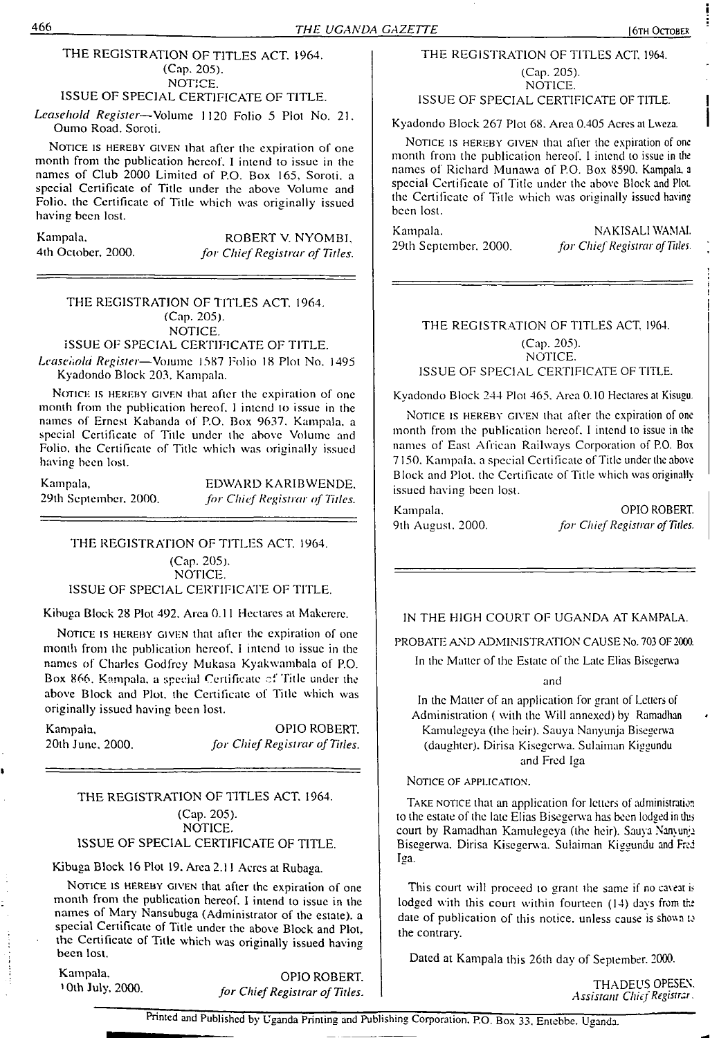THE REGISTRATION OF TITLES ACT. 1964.
(Cap. 205).
NOTICE.
ISSUE OF SPECIAL CERTIFICATE OF TITLE.

*Leasehold Register*—Volume 1120 Folio 5 Plot No. 21. Oumo Road. Soroti.

NOTICE IS HEREBY GIVEN that after the expiration of one month from the publication hereof. I intend to issue in the names of Club 2000 Limited of P.O. Box 165. Soroti. a special Certificate of Title under the above Volume and Folio. the Certificate of Title which was originally issued having been lost.

Kampala, 4th October. 2000.

ROBERT V. NYOMBI,
*for Chief Registrar of Titles.*

---

THE REGISTRATION OF TITLES ACT. 1964.
(Cap. 205).
NOTICE.
ISSUE OF SPECIAL CERTIFICATE OF TITLE.

*Leasehold Register*—Volume 1587 Folio 18 Plot No. 1495 Kyadondo Block 203. Kampala.

NOTICE IS HEREBY GIVEN that after the expiration of one month from the publication hereof. I intend to issue in the names of Ernest Kabanda of P.O. Box 9637. Kampala. a special Certificate of Title under the above Volume and Folio. the Certificate of Title which was originally issued having been lost.

Kampala, 29th September. 2000.

EDWARD KARIBWENDE,
*for Chief Registrar of Titles.*

---

THE REGISTRATION OF TITLES ACT. 1964.
(Cap. 205).
NOTICE.
ISSUE OF SPECIAL CERTIFICATE OF TITLE.

Kibuga Block 28 Plot 492. Area 0.11 Hectares at Makerere.

NOTICE IS HEREBY GIVEN that after the expiration of one month from the publication hereof. I intend to issue in the names of Charles Godfrey Mukasa Kyakwambala of P.O. Box 866. Kampala. a special Certificate of Title under the above Block and Plot. the Certificate of Title which was originally issued having been lost.

Kampala, 20th June. 2000.

OPIO ROBERT.
*for Chief Registrar of Titles.*

---

THE REGISTRATION OF TITLES ACT. 1964.
(Cap. 205).
NOTICE.
ISSUE OF SPECIAL CERTIFICATE OF TITLE.

Kibuga Block 16 Plot 19. Area 2.11 Acres at Rubaga.

NOTICE IS HEREBY GIVEN that after the expiration of one month from the publication hereof. I intend to issue in the names of Mary Nansubuga (Administrator of the estate). a special Certificate of Title under the above Block and Plot, the Certificate of Title which was originally issued having been lost.

Kampala, 10th July. 2000.

OPIO ROBERT.
*for Chief Registrar of Titles.*

---

THE REGISTRATION OF TITLES ACT. 1964.
(Cap. 205).
NOTICE.
ISSUE OF SPECIAL CERTIFICATE OF TITLE.

Kyadondo Block 267 Plot 68. Area 0.405 Acres at Lweza.

NOTICE IS HEREBY GIVEN that after the expiration of one month from the publication hereof. I intend to issue in the names of Richard Munawa of P.O. Box 8590. Kampala. a special Certificate of Title under the above Block and Plot. the Certificate of Title which was originally issued having been lost.

Kampala, 29th September. 2000.

NAKISALI WAMAI.
*for Chief Registrar of Titles.*

---

THE REGISTRATION OF TITLES ACT. 1964.
(Cap. 205).
NOTICE.
ISSUE OF SPECIAL CERTIFICATE OF TITLE.

Kyadondo Block 244 Plot 465. Area 0.10 Hectares at Kisugu.

NOTICE IS HEREBY GIVEN that after the expiration of one month from the publication hereof. I intend to issue in the names of East African Railways Corporation of P.O. Box 7150. Kampala. a special Certificate of Title under the above Block and Plot. the Certificate of Title which was originally issued having been lost.

Kampala, 9th August. 2000.

OPIO ROBERT.
*for Chief Registrar of Titles.*

---

IN THE HIGH COURT OF UGANDA AT KAMPALA.

PROBATE AND ADMINISTRATION CAUSE No. 703 OF 2000.

In the Matter of the Estate of the Late Elias Bisegerwa

and

In the Matter of an application for grant of Letters of Administration ( with the Will annexed) by Ramadhan Kamulegeya (the heir). Sauya Nanyunja Bisegerwa (daughter). Dirisa Kisegerwa. Sulaiman Kiggundu and Fred Iga

NOTICE OF APPLICATION.

TAKE NOTICE that an application for letters of administration to the estate of the late Elias Bisegerwa has been lodged in this court by Ramadhan Kamulegeya (the heir). Sauya Nanyunja Bisegerwa. Dirisa Kisegerwa. Sulaiman Kiggundu and Fred Iga.

This court will proceed to grant the same if no caveat is lodged with this court within fourteen (14) days from the date of publication of this notice. unless cause is shown to the contrary.

Dated at Kampala this 26th day of September. 2000.

THADEUS OPESEN.
*Assistant Chief Registrar.*

Printed and Published by Uganda Printing and Publishing Corporation. P.O. Box 33. Entebbe. Uganda.